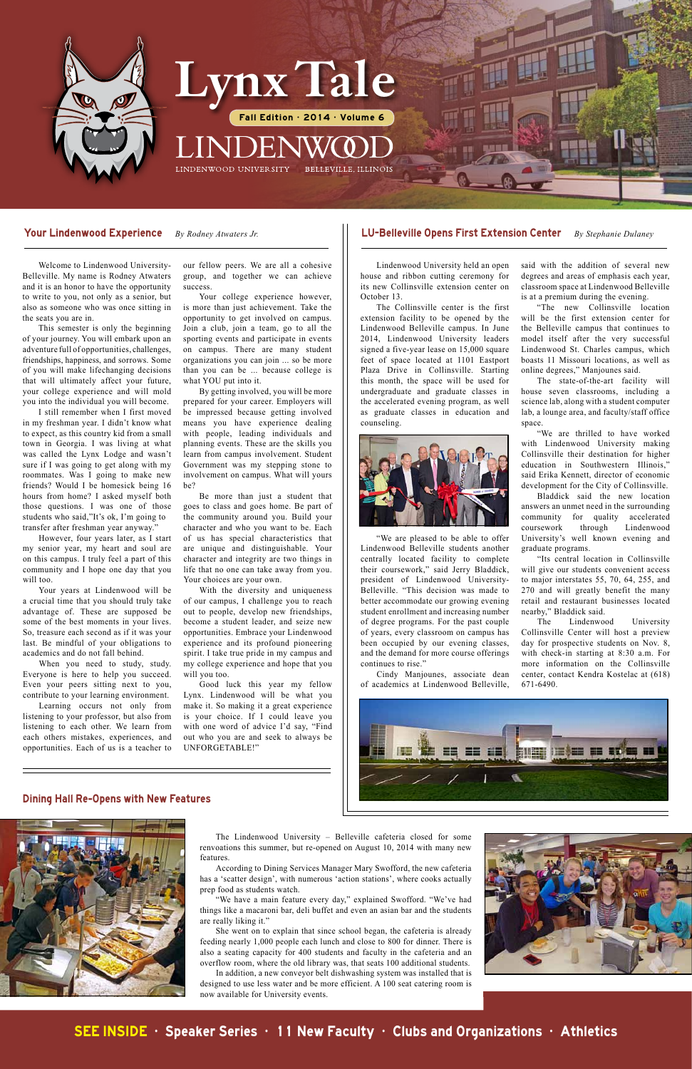# Lynx Tale

**Fall Edition · 2014 · Volume 6**

LINDENWOOD

LINDENWOOD UNIVERSITY BELLEVILLE, ILLINOIS

## Your Lindenwood Experience

*By Rodney Atwaters Jr.*

Welcome to Lindenwood University-Belleville. My name is Rodney Atwaters and it is an honor to have the opportunity to write to you, not only as a senior, but also as someone who was once sitting in the seats you are in.

This semester is only the beginning of your journey. You will embark upon an adventure full of opportunities, challenges, friendships, happiness, and sorrows. Some of you will make lifechanging decisions that will ultimately affect your future, your college experience and will mold you into the individual you will become.

I still remember when I first moved in my freshman year. I didn't know what to expect, as this country kid from a small town in Georgia. I was living at what was called the Lynx Lodge and wasn't sure if I was going to get along with my roommates. Was I going to make new friends? Would I be homesick being 16 hours from home? I asked myself both those questions. I was one of those students who said,"It's ok, I'm going to transfer after freshman year anyway."

However, four years later, as I start my senior year, my heart and soul are on this campus. I truly feel a part of this community and I hope one day that you will too.

Your years at Lindenwood will be a crucial time that you should truly take advantage of. These are supposed be some of the best moments in your lives. So, treasure each second as if it was your last. Be mindful of your obligations to academics and do not fall behind.

When you need to study, study. Everyone is here to help you succeed. Even your peers sitting next to you, contribute to your learning environment.

Learning occurs not only from listening to your professor, but also from listening to each other. We learn from each others mistakes, experiences, and opportunities. Each of us is a teacher to our fellow peers. We are all a cohesive group, and together we can achieve success.

Your college experience however, is more than just achievement. Take the opportunity to get involved on campus. Join a club, join a team, go to all the sporting events and participate in events on campus. There are many student organizations you can join ... so be more than you can be ... because college is what YOU put into it.

By getting involved, you will be more prepared for your career. Employers will be impressed because getting involved means you have experience dealing with people, leading individuals and planning events. These are the skills you learn from campus involvement. Student Government was my stepping stone to involvement on campus. What will yours be?

Be more than just a student that goes to class and goes home. Be part of the community around you. Build your character and who you want to be. Each of us has special characteristics that are unique and distinguishable. Your character and integrity are two things in life that no one can take away from you. Your choices are your own.

With the diversity and uniqueness of our campus, I challenge you to reach out to people, develop new friendships, become a student leader, and seize new opportunities. Embrace your Lindenwood experience and its profound pioneering spirit. I take true pride in my campus and my college experience and hope that you will you too.

Good luck this year my fellow Lynx. Lindenwood will be what you make it. So making it a great experience is your choice. If I could leave you with one word of advice I'd say, "Find out who you are and seek to always be UNFORGETABLE!"

## LU-Belleville Opens First Extension Center

*By Stephanie Dulaney*

Lindenwood University held an open house and ribbon cutting ceremony for its new Collinsville extension center on October 13.

The Collinsville center is the first extension facility to be opened by the Lindenwood Belleville campus. In June 2014, Lindenwood University leaders signed a five-year lease on 15,000 square feet of space located at 1101 Eastport Plaza Drive in Collinsville. Starting this month, the space will be used for undergraduate and graduate classes in the accelerated evening program, as well as graduate classes in education and counseling.

"We are pleased to be able to offer Lindenwood Belleville students another centrally located facility to complete their coursework," said Jerry Bladdick, president of Lindenwood University-Belleville. "This decision was made to better accommodate our growing evening student enrollment and increasing number of degree programs. For the past couple of years, every classroom on campus has been occupied by our evening classes, and the demand for more course offerings continues to rise."

Cindy Manjounes, associate dean of academics at Lindenwood Belleville, said with the addition of several new degrees and areas of emphasis each year, classroom space at Lindenwood Belleville is at a premium during the evening.

"The new Collinsville location will be the first extension center for the Belleville campus that continues to model itself after the very successful Lindenwood St. Charles campus, which boasts 11 Missouri locations, as well as online degrees," Manjounes said.

The state-of-the-art facility will house seven classrooms, including a science lab, along with a student computer lab, a lounge area, and faculty/staff office space.

"We are thrilled to have worked with Lindenwood University making Collinsville their destination for higher education in Southwestern Illinois," said Erika Kennett, director of economic development for the City of Collinsville.

Bladdick said the new location answers an unmet need in the surrounding community for quality accelerated coursework through Lindenwood University's well known evening and graduate programs.

"Its central location in Collinsville will give our students convenient access to major interstates 55, 70, 64, 255, and 270 and will greatly benefit the many retail and restaurant businesses located nearby," Bladdick said.

The Lindenwood University Collinsville Center will host a preview day for prospective students on Nov. 8, with check-in starting at 8:30 a.m. For more information on the Collinsville center, contact Kendra Kostelac at (618) 671-6490.

## Dining Hall Re-Opens with New Features

The Lindenwood University – Belleville cafeteria closed for some renovations this summer, but re-opened on August 10, 2014 with many new features.

According to Dining Services Manager Mary Swofford, the new cafeteria has a 'scatter design', with numerous 'action stations', where cooks actually prep food as students watch.

"We have a main feature every day," explained Swofford. "We've had things like a macaroni bar, deli buffet and even an asian bar and the students are really liking it."

She went on to explain that since school began, the cafeteria is already feeding nearly 1,000 people each lunch and close to 800 for dinner. There is also a seating capacity for 400 students and faculty in the cafeteria and an overflow room, where the old library was, that seats 100 additional students.

In addition, a new conveyor belt dishwashing system was installed that is designed to use less water and be more efficient. A 100 seat catering room is now available for University events.

**SEE INSIDE** · Speaker Series · 11 New Faculty · Clubs and Organizations · Athletics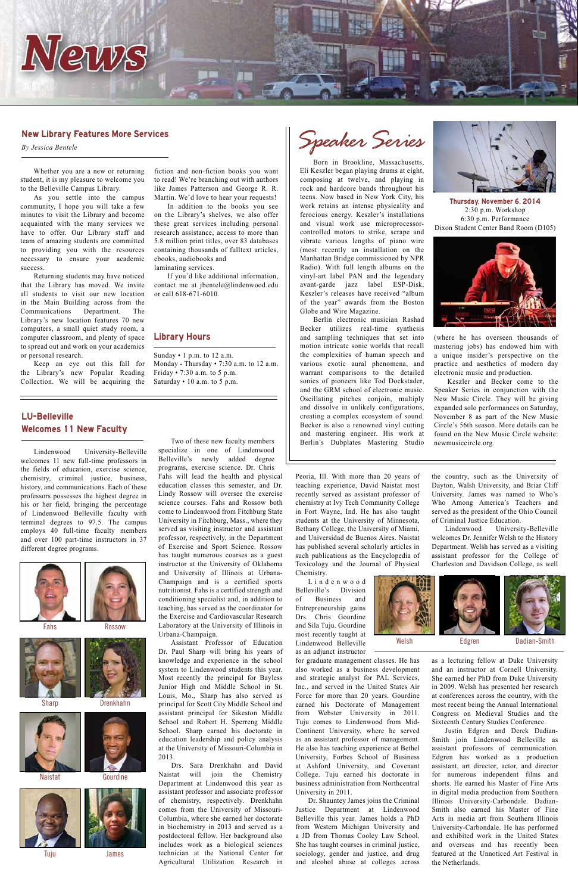# News

## New Library Features More Services

*By Jessica Bentele*

Whether you are a new or returning student, it is my pleasure to welcome you to the Belleville Campus Library.

As you settle into the campus community, I hope you will take a few minutes to visit the Library and become acquainted with the many services we have to offer. Our Library staff and team of amazing students are committed to providing you with the resources necessary to ensure your academic success.

Returning students may have noticed that the Library has moved. We invite all students to visit our new location in the Main Building across from the Communications Department. The Library's new location features 70 new computers, a small quiet study room, a computer classroom, and plenty of space to spread out and work on your academics or personal research.

Keep an eye out this fall for the Library's new Popular Reading Collection. We will be acquiring the fiction and non-fiction books you want to read! We're branching out with authors like James Patterson and George R. R. Martin. We'd love to hear your requests!

In addition to the books you see on the Library's shelves, we also offer these great services including personal research assistance, access to more than 5.8 million print titles, over 83 databases containing thousands of fulltext articles, ebooks, audiobooks and laminating services.

If you'd like additional information, contact me at jbentele@lindenwood.edu or call 618-671-6010.

### Library Hours

Sunday • 1 p.m. to 12 a.m.
Monday - Thursday • 7:30 a.m. to 12 a.m.
Friday • 7:30 a.m. to 5 p.m.
Saturday • 10 a.m. to 5 p.m.

## Speaker Series

**Thursday, November 6, 2014**
2:30 p.m. Workshop
6:30 p.m. Performance
Dixon Student Center Band Room (D105)

Born in Brookline, Massachusetts, Eli Keszler began playing drums at eight, composing at twelve, and playing in rock and hardcore bands throughout his teens. Now based in New York City, his work retains an intense physicality and ferocious energy. Keszler's installations and visual work use microprocessor-controlled motors to strike, scrape and vibrate various lengths of piano wire (most recently an installation on the Manhattan Bridge commissioned by NPR Radio). With full length albums on the vinyl-art label PAN and the legendary avant-garde jazz label ESP-Disk, Keszler's releases have received "album of the year" awards from the Boston Globe and Wire Magazine.

Berlin electronic musician Rashad Becker utilizes real-time synthesis and sampling techniques that set into motion intricate sonic worlds that recall the complexities of human speech and various exotic aural phenomena, and warrant comparisons to the detailed sonics of pioneers like Tod Dockstader, and the GRM school of electronic music. Oscillating pitches conjoin, multiply and dissolve in unlikely configurations, creating a complex ecosystem of sound. Becker is also a renowned vinyl cutting and mastering engineer. His work at Berlin's Dubplates Mastering Studio (where he has overseen thousands of mastering jobs) has endowed him with a unique insider's perspective on the practice and aesthetics of modern day electronic music and production.

Keszler and Becker come to the Speaker Series in conjunction with the New Music Circle. They will be giving expanded solo performances on Saturday, November 8 as part of the New Music Circle's 56th season. More details can be found on the New Music Circle website: newmusiccircle.org.

## LU-Belleville Welcomes 11 New Faculty

Lindenwood University-Belleville welcomes 11 new full-time professors in the fields of education, exercise science, chemistry, criminal justice, business, history, and communications. Each of these professors possesses the highest degree in his or her field, bringing the percentage of Lindenwood Belleville faculty with terminal degrees to 97.5. The campus employs 40 full-time faculty members and over 100 part-time instructors in 37 different degree programs.

Fahs · Rossow · Sharp · Drenkhahn · Naistat · Gourdine · Tuju · James

Two of these new faculty members specialize in one of Lindenwood Belleville's newly added degree programs, exercise science. Dr. Chris Fahs will lead the health and physical education classes this semester, and Dr. Lindy Rossow will oversee the exercise science courses. Fahs and Rossow both come to Lindenwood from Fitchburg State University in Fitchburg, Mass., where they served as visiting instructor and assistant professor, respectively, in the Department of Exercise and Sport Science. Rossow has taught numerous courses as a guest instructor at the University of Oklahoma and University of Illinois at Urbana-Champaign and is a certified sports nutritionist. Fahs is a certified strength and conditioning specialist and, in addition to teaching, has served as the coordinator for the Exercise and Cardiovascular Research Laboratory at the University of Illinois in Urbana-Champaign.

Assistant Professor of Education Dr. Paul Sharp will bring his years of knowledge and experience in the school system to Lindenwood students this year. Most recently the principal for Bayless Junior High and Middle School in St. Louis, Mo., Sharp has also served as principal for Scott City Middle School and assistant principal for Sikeston Middle School and Robert H. Sperreng Middle School. Sharp earned his doctorate in education leadership and policy analysis at the University of Missouri-Columbia in 2013.

Drs. Sara Drenkhahn and David Naistat will join the Chemistry Department at Lindenwood this year as assistant professor and associate professor of chemistry, respectively. Drenkhahn comes from the University of Missouri-Columbia, where she earned her doctorate in biochemistry in 2013 and served as a postdoctoral fellow. Her background also includes work as a biological sciences technician at the National Center for Agricultural Utilization Research in Peoria, Ill. With more than 20 years of teaching experience, David Naistat most recently served as assistant professor of chemistry at Ivy Tech Community College in Fort Wayne, Ind. He has also taught students at the University of Minnesota, Bethany College, the University of Miami, and Universidad de Buenos Aires. Naistat has published several scholarly articles in such publications as the Encyclopedia of Toxicology and the Journal of Physical Chemistry.

Lindenwood Belleville's Division of Business and Entrepreneurship gains Drs. Chris Gourdine and Sila Tuju. Gourdine most recently taught at Lindenwood Belleville as an adjunct instructor for graduate management classes. He has also worked as a business development and strategic analyst for PAL Services, Inc., and served in the United States Air Force for more than 20 years. Gourdine earned his Doctorate of Management from Webster University in 2011. Tuju comes to Lindenwood from Mid-Continent University, where he served as an assistant professor of management. He also has teaching experience at Bethel University, Forbes School of Business at Ashford University, and Covenant College. Tuju earned his doctorate in business administration from Northcentral University in 2011.

Dr. Shauntey James joins the Criminal Justice Department at Lindenwood Belleville this year. James holds a PhD from Western Michigan University and a JD from Thomas Cooley Law School. She has taught courses in criminal justice, sociology, gender and justice, and drug and alcohol abuse at colleges across the country, such as the University of Dayton, Walsh University, and Briar Cliff University. James was named to Who's Who Among America's Teachers and served as the president of the Ohio Council of Criminal Justice Education.

Lindenwood University-Belleville welcomes Dr. Jennifer Welsh to the History Department. Welsh has served as a visiting assistant professor for the College of Charleston and Davidson College, as well as a lecturing fellow at Duke University and an instructor at Cornell University. She earned her PhD from Duke University in 2009. Welsh has presented her research at conferences across the country, with the most recent being the Annual International Congress on Medieval Studies and the Sixteenth Century Studies Conference.

Welsh · Edgren · Dadian-Smith

Justin Edgren and Derek Dadian-Smith join Lindenwood Belleville as assistant professors of communication. Edgren has worked as a production assistant, art director, actor, and director for numerous independent films and shorts. He earned his Master of Fine Arts in digital media production from Southern Illinois University-Carbondale. Dadian-Smith also earned his Master of Fine Arts in media art from Southern Illinois University-Carbondale. He has performed and exhibited work in the United States and overseas and has recently been featured at the Unnoticed Art Festival in the Netherlands.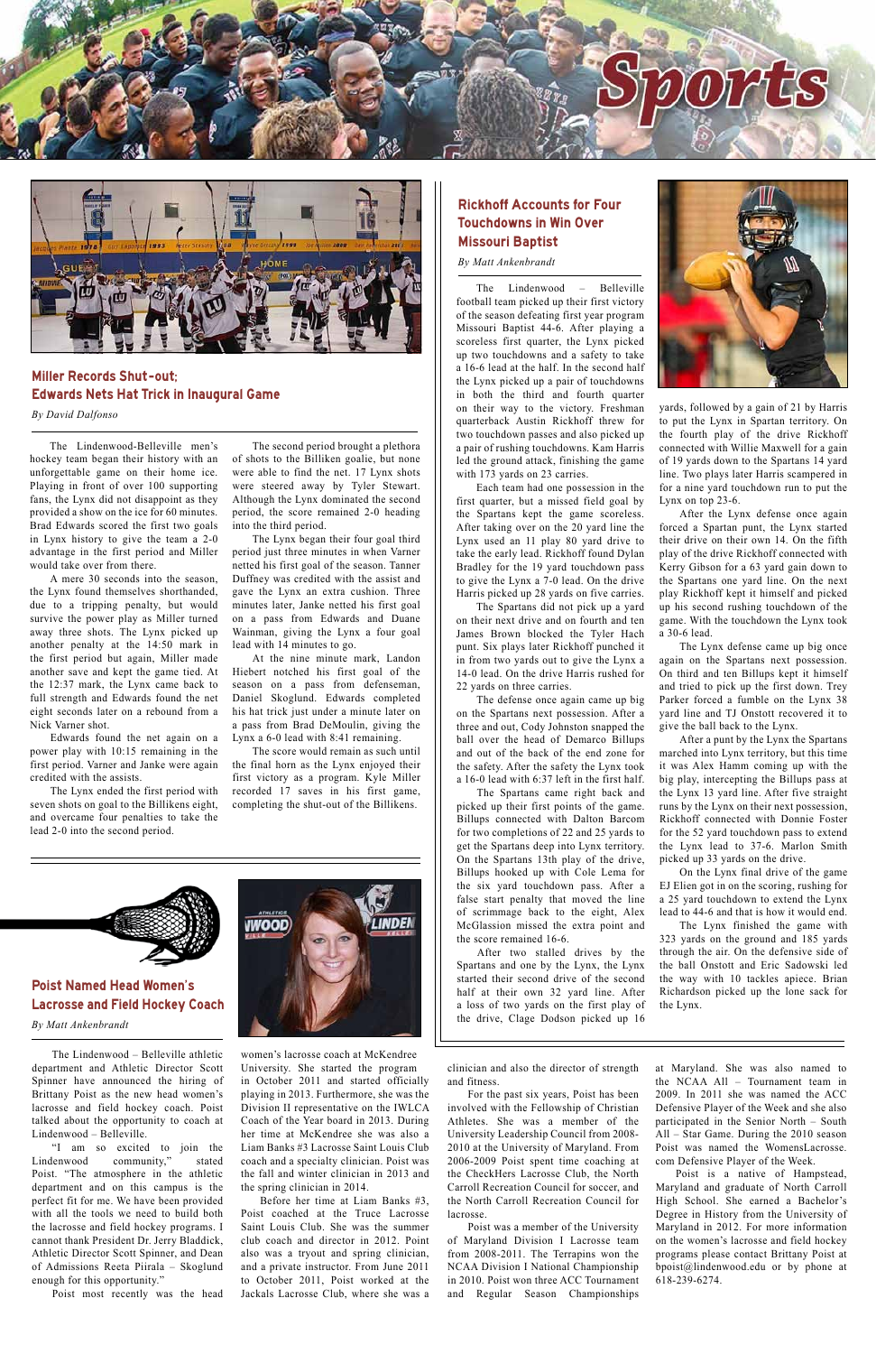# Sports

## Miller Records Shut-out; Edwards Nets Hat Trick in Inaugural Game

*By David Dalfonso*

The Lindenwood-Belleville men's hockey team began their history with an unforgettable game on their home ice. Playing in front of over 100 supporting fans, the Lynx did not disappoint as they provided a show on the ice for 60 minutes. Brad Edwards scored the first two goals in Lynx history to give the team a 2-0 advantage in the first period and Miller would take over from there.

A mere 30 seconds into the season, the Lynx found themselves shorthanded, due to a tripping penalty, but would survive the power play as Miller turned away three shots. The Lynx picked up another penalty at the 14:50 mark in the first period but again, Miller made another save and kept the game tied. At the 12:37 mark, the Lynx came back to full strength and Edwards found the net eight seconds later on a rebound from a Nick Varner shot.

Edwards found the net again on a power play with 10:15 remaining in the first period. Varner and Janke were again credited with the assists.

The Lynx ended the first period with seven shots on goal to the Billikens eight, and overcame four penalties to take the lead 2-0 into the second period.

The second period brought a plethora of shots to the Billiken goalie, but none were able to find the net. 17 Lynx shots were steered away by Tyler Stewart. Although the Lynx dominated the second period, the score remained 2-0 heading into the third period.

The Lynx began their four goal third period just three minutes in when Varner netted his first goal of the season. Tanner Duffney was credited with the assist and gave the Lynx an extra cushion. Three minutes later, Janke netted his first goal on a pass from Edwards and Duane Wainman, giving the Lynx a four goal lead with 14 minutes to go.

At the nine minute mark, Landon Hiebert notched his first goal of the season on a pass from defenseman, Daniel Skoglund. Edwards completed his hat trick just under a minute later on a pass from Brad DeMoulin, giving the Lynx a 6-0 lead with 8:41 remaining.

The score would remain as such until the final horn as the Lynx enjoyed their first victory as a program. Kyle Miller recorded 17 saves in his first game, completing the shut-out of the Billikens.

## Rickhoff Accounts for Four Touchdowns in Win Over Missouri Baptist

*By Matt Ankenbrandt*

The Lindenwood – Belleville football team picked up their first victory of the season defeating first year program Missouri Baptist 44-6. After playing a scoreless first quarter, the Lynx picked up two touchdowns and a safety to take a 16-6 lead at the half. In the second half the Lynx picked up a pair of touchdowns in both the third and fourth quarter on their way to the victory. Freshman quarterback Austin Rickhoff threw for two touchdown passes and also picked up a pair of rushing touchdowns. Kam Harris led the ground attack, finishing the game with 173 yards on 23 carries.

Each team had one possession in the first quarter, but a missed field goal by the Spartans kept the game scoreless. After taking over on the 20 yard line the Lynx used an 11 play 80 yard drive to take the early lead. Rickhoff found Dylan Bradley for the 19 yard touchdown pass to give the Lynx a 7-0 lead. On the drive Harris picked up 28 yards on five carries.

The Spartans did not pick up a yard on their next drive and on fourth and ten James Brown blocked the Tyler Hach punt. Six plays later Rickhoff punched it in from two yards out to give the Lynx a 14-0 lead. On the drive Harris rushed for 22 yards on three carries.

The defense once again came up big on the Spartans next possession. After a three and out, Cody Johnston snapped the ball over the head of Demarco Billups and out of the back of the end zone for the safety. After the safety the Lynx took a 16-0 lead with 6:37 left in the first half.

The Spartans came right back and picked up their first points of the game. Billups connected with Dalton Barcom for two completions of 22 and 25 yards to get the Spartans deep into Lynx territory. On the Spartans 13th play of the drive, Billups hooked up with Cole Lema for the six yard touchdown pass. After a false start penalty that moved the line of scrimmage back to the eight, Alex McGlassion missed the extra point and the score remained 16-6.

After two stalled drives by the Spartans and one by the Lynx, the Lynx started their second drive of the second half at their own 32 yard line. After a loss of two yards on the first play of the drive, Clage Dodson picked up 16 yards, followed by a gain of 21 by Harris to put the Lynx in Spartan territory. On the fourth play of the drive Rickhoff connected with Willie Maxwell for a gain of 19 yards down to the Spartans 14 yard line. Two plays later Harris scampered in for a nine yard touchdown run to put the Lynx on top 23-6.

After the Lynx defense once again forced a Spartan punt, the Lynx started their drive on their own 14. On the fifth play of the drive Rickhoff connected with Kerry Gibson for a 63 yard gain down to the Spartans one yard line. On the next play Rickhoff kept it himself and picked up his second rushing touchdown of the game. With the touchdown the Lynx took a 30-6 lead.

The Lynx defense came up big once again on the Spartans next possession. On third and ten Billups kept it himself and tried to pick up the first down. Trey Parker forced a fumble on the Lynx 38 yard line and TJ Onstott recovered it to give the ball back to the Lynx.

After a punt by the Lynx the Spartans marched into Lynx territory, but this time it was Alex Hamm coming up with the big play, intercepting the Billups pass at the Lynx 13 yard line. After five straight runs by the Lynx on their next possession, Rickhoff connected with Donnie Foster for the 52 yard touchdown pass to extend the Lynx lead to 37-6. Marlon Smith picked up 33 yards on the drive.

On the Lynx final drive of the game EJ Elien got in on the scoring, rushing for a 25 yard touchdown to extend the Lynx lead to 44-6 and that is how it would end.

The Lynx finished the game with 323 yards on the ground and 185 yards through the air. On the defensive side of the ball Onstott and Eric Sadowski led the way with 10 tackles apiece. Brian Richardson picked up the lone sack for the Lynx.

## Poist Named Head Women's Lacrosse and Field Hockey Coach

*By Matt Ankenbrandt*

The Lindenwood – Belleville athletic department and Athletic Director Scott Spinner have announced the hiring of Brittany Poist as the new head women's lacrosse and field hockey coach. Poist talked about the opportunity to coach at Lindenwood – Belleville.

"I am so excited to join the Lindenwood community," stated Poist. "The atmosphere in the athletic department and on this campus is the perfect fit for me. We have been provided with all the tools we need to build both the lacrosse and field hockey programs. I cannot thank President Dr. Jerry Bladdick, Athletic Director Scott Spinner, and Dean of Admissions Reeta Piirala – Skoglund enough for this opportunity."

Poist most recently was the head women's lacrosse coach at McKendree University. She started the program in October 2011 and started officially playing in 2013. Furthermore, she was the Division II representative on the IWLCA Coach of the Year board in 2013. During her time at McKendree she was also a Liam Banks #3 Lacrosse Saint Louis Club coach and a specialty clinician. Poist was the fall and winter clinician in 2013 and the spring clinician in 2014.

Before her time at Liam Banks #3, Poist coached at the Truce Lacrosse Saint Louis Club. She was the summer club coach and director in 2012. Poist also was a tryout and spring clinician, and a private instructor. From June 2011 to October 2011, Poist worked at the Jackals Lacrosse Club, where she was a clinician and also the director of strength and fitness.

For the past six years, Poist has been involved with the Fellowship of Christian Athletes. She was a member of the University Leadership Council from 2008-2010 at the University of Maryland. From 2006-2009 Poist spent time coaching at the CheckHers Lacrosse Club, the North Carroll Recreation Council for soccer, and the North Carroll Recreation Council for lacrosse.

Poist was a member of the University of Maryland Division I Lacrosse team from 2008-2011. The Terrapins won the NCAA Division I National Championship in 2010. Poist won three ACC Tournament and Regular Season Championships at Maryland. She was also named to the NCAA All – Tournament team in 2009. In 2011 she was named the ACC Defensive Player of the Week and she also participated in the Senior North – South All – Star Game. During the 2010 season Poist was named the WomensLacrosse.com Defensive Player of the Week.

Poist is a native of Hampstead, Maryland and graduate of North Carroll High School. She earned a Bachelor's Degree in History from the University of Maryland in 2012. For more information on the women's lacrosse and field hockey programs please contact Brittany Poist at bpoist@lindenwood.edu or by phone at 618-239-6274.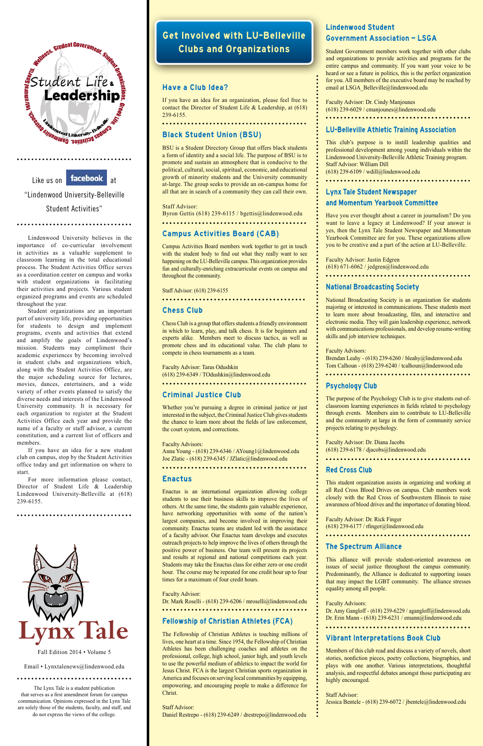Student Life & Leadership

Like us on facebook at "Lindenwood University-Belleville Student Activities"

Lindenwood University believes in the importance of co-curricular involvement in activities as a valuable supplement to classroom learning in the total educational process. The Student Activities Office serves as a coordination center on campus and works with student organizations in facilitating their activities and projects. Various student organized programs and events are scheduled throughout the year.

Student organizations are an important part of university life, providing opportunities for students to design and implement programs, events and activities that extend and amplify the goals of Lindenwood's mission. Students may compliment their academic experiences by becoming involved in student clubs and organizations which, along with the Student Activities Office, are the major scheduling source for lectures, movies, dances, entertainers, and a wide variety of other events planned to satisfy the diverse needs and interests of the Lindenwood University community. It is necessary for each organization to register at the Student Activities Office each year and provide the name of a faculty or staff advisor, a current constitution, and a current list of officers and members.

If you have an idea for a new student club on campus, stop by the Student Activities office today and get information on where to start.

For more information please contact, Director of Student Life & Leadership Lindenwood University-Belleville at (618) 239-6155.

# Lynx Tale

Fall Edition 2014 • Volume 5

Email • Lynxtalenews@lindenwood.edu

The Lynx Tale is a student publication that serves as a first amendment forum for campus communication. Opinions expressed in the Lynx Tale are solely those of the students, faculty, and staff, and do not express the views of the college.

# Get Involved with LU-Belleville Clubs and Organizations

## Have a Club Idea?

If you have an idea for an organization, please feel free to contact the Director of Student Life & Leadership, at (618) 239-6155.

## Black Student Union (BSU)

BSU is a Student Directory Group that offers black students a form of identity and a social life. The purpose of BSU is to promote and sustain an atmosphere that is conducive to the political, cultural, social, spiritual, economic, and educational growth of minority students and the University community at-large. The group seeks to provide an on-campus home for all that are in search of a community they can call their own.

Staff Advisor:
Byron Gettis (618) 239-6115 / bgettis@lindenwood.edu

## Campus Activities Board (CAB)

Campus Activities Board members work together to get in touch with the student body to find out what they really want to see happening on the LU-Belleville campus. This organization provides fun and culturally-enriching extracurricular events on campus and throughout the community.

Staff Advisor: (618) 239-6155

## Chess Club

Chess Club is a group that offers students a friendly environment in which to learn, play, and talk chess. It is for beginners and experts alike. Members meet to discuss tactics, as well as promote chess and its educational value. The club plans to compete in chess tournaments as a team.

Faculty Advisor: Taras Odushkin
(618) 239-6349 / TOdushkin@lindenwood.edu

## Criminal Justice Club

Whether you're pursuing a degree in criminal justice or just interested in the subject, the Criminal Justice Club gives students the chance to learn more about the fields of law enforcement, the court system, and corrections.

Faculty Advisors:
Anna Young - (618) 239-6346 / AYoung1@lindenwood.edu
Joe Zlatic - (618) 239-6345 / JZlatic@lindenwood.edu

## Enactus

Enactus is an international organization allowing college students to use their business skills to improve the lives of others. At the same time, the students gain valuable experience, have networking opportunities with some of the nation's largest companies, and become involved in improving their community. Enactus teams are student led with the assistance of a faculty advisor. Our Enactus team develops and executes outreach projects to help improve the lives of others through the positive power of business. Our team will present its projects and results at regional and national competitions each year. Students may take the Enactus class for either zero or one credit hour. The course may be repeated for one credit hour up to four times for a maximum of four credit hours.

Faculty Advisor:
Dr. Mark Roselli - (618) 239-6206 / mroselli@lindenwood.edu

## Fellowship of Christian Athletes (FCA)

The Fellowship of Christian Athletes is touching millions of lives, one heart at a time. Since 1954, the Fellowship of Christian Athletes has been challenging coaches and athletes on the professional, college, high school, junior high, and youth levels to use the powerful medium of athletics to impact the world for Jesus Christ. FCA is the largest Christian sports organization in America and focuses on serving local communities by equipping, empowering, and encouraging people to make a difference for Christ.

Staff Advisor:
Daniel Restrepo - (618) 239-6249 / drestrepo@lindenwood.edu

## Lindenwood Student Government Association – LSGA

Student Government members work together with other clubs and organizations to provide activities and programs for the entire campus and community. If you want your voice to be heard or see a future in politics, this is the perfect organization for you. All members of the executive board may be reached by email at LSGA_Belleville@lindenwood.edu

Faculty Advisor: Dr. Cindy Manjounes
(618) 239-6029 / cmanjounes@lindenwood.edu

## LU-Belleville Athletic Training Association

This club's purpose is to instill leadership qualities and professional development among young individuals within the Lindenwood University-Belleville Athletic Training program.
Staff Advisor: William Dill
(618) 239-6109 / wdill@lindenwood.edu

## Lynx Tale Student Newspaper and Momentum Yearbook Committee

Have you ever thought about a career in journalism? Do you want to leave a legacy at Lindenwood? If your answer is yes, then the Lynx Tale Student Newspaper and Momentum Yearbook Committee are for you. These organizations allow you to be creative and a part of the action at LU-Belleville.

Faculty Advisor: Justin Edgren
(618) 671-6062 / jedgren@lindenwood.edu

## National Broadcasting Society

National Broadcasting Society is an organization for students majoring or interested in communications. These students meet to learn more about broadcasting, film, and interactive and electronic media. They will gain leadership experience, network with communications professionals, and develop resume-writing skills and job interview techniques.

Faculty Advisors:
Brendan Leahy - (618) 239-6260 / bleahy@lindenwood.edu
Tom Calhoun - (618) 239-6240 / tcalhoun@lindenwood.edu

## Psychology Club

The purpose of the Psychology Club is to give students out-of-classroom learning experiences in fields related to psychology through events. Members aim to contribute to LU-Belleville and the community at large in the form of community service projects relating to psychology.

Faculty Advisor: Dr. Diana Jacobs
(618) 239-6178 / djacobs@lindenwood.edu

## Red Cross Club

This student organization assists in organizing and working at all Red Cross Blood Drives on campus. Club members work closely with the Red Cross of Southwestern Illinois to raise awareness of blood drives and the importance of donating blood.

Faculty Advisor: Dr. Rick Finger
(618) 239-6177 / rfinger@lindenwood.edu

## The Spectrum Alliance

This alliance will provide student-oriented awareness on issues of social justice throughout the campus community. Predominantly, the Alliance is dedicated to supporting issues that may impact the LGBT community. The alliance stresses equality among all people.

Faculty Advisors:
Dr. Amy Gangloff - (618) 239-6229 / agangloff@lindenwood.edu
Dr. Erin Mann - (618) 239-6231 / emann@lindenwood.edu

## Vibrant Interpretations Book Club

Members of this club read and discuss a variety of novels, short stories, nonfiction pieces, poetry collections, biographies, and plays with one another. Various interpretations, thoughtful analysis, and respectful debates amongst those participating are highly encouraged.

Staff Advisor:
Jessica Bentele - (618) 239-6072 / jbentele@lindenwood.edu